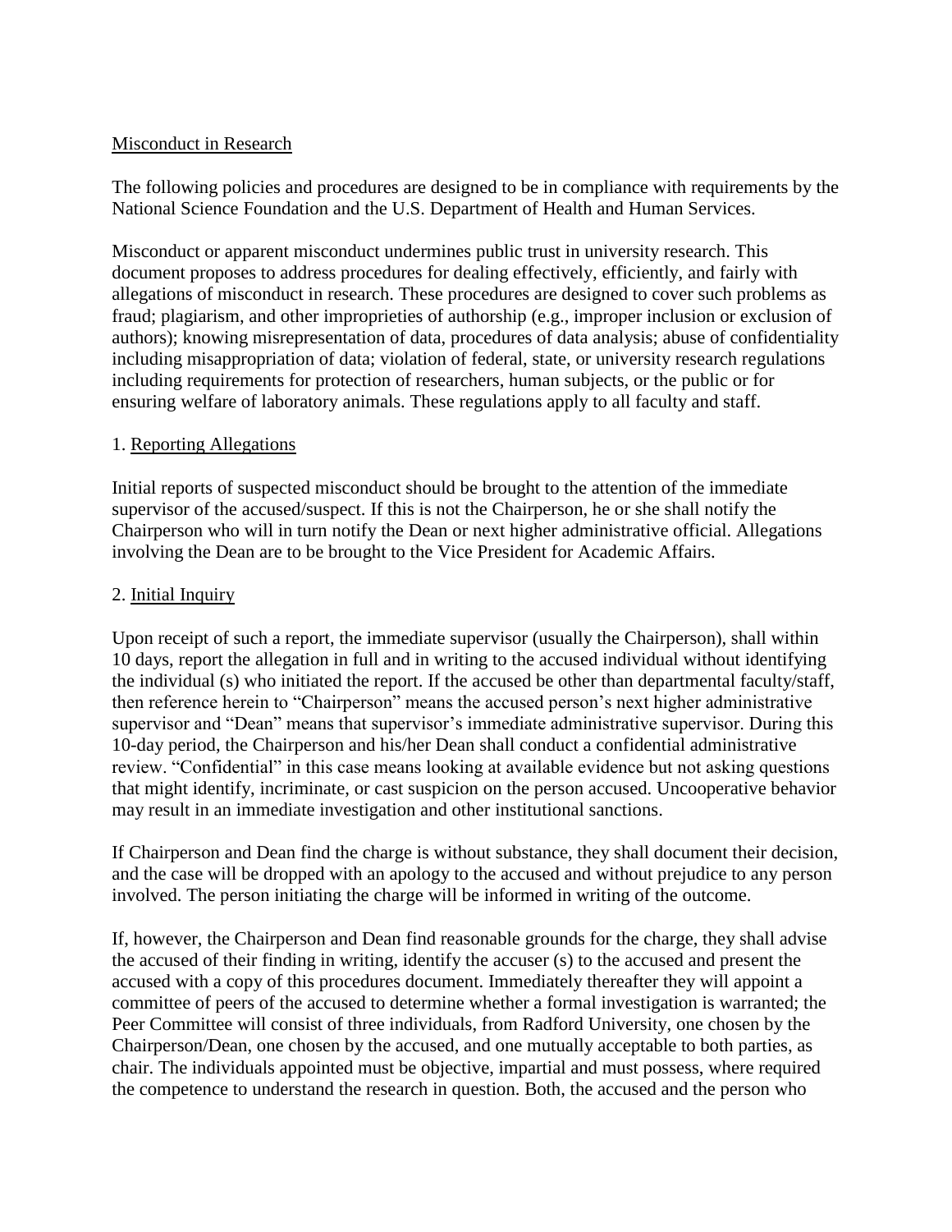## Misconduct in Research

The following policies and procedures are designed to be in compliance with requirements by the National Science Foundation and the U.S. Department of Health and Human Services.

Misconduct or apparent misconduct undermines public trust in university research. This document proposes to address procedures for dealing effectively, efficiently, and fairly with allegations of misconduct in research. These procedures are designed to cover such problems as fraud; plagiarism, and other improprieties of authorship (e.g., improper inclusion or exclusion of authors); knowing misrepresentation of data, procedures of data analysis; abuse of confidentiality including misappropriation of data; violation of federal, state, or university research regulations including requirements for protection of researchers, human subjects, or the public or for ensuring welfare of laboratory animals. These regulations apply to all faculty and staff.

### 1. Reporting Allegations

Initial reports of suspected misconduct should be brought to the attention of the immediate supervisor of the accused/suspect. If this is not the Chairperson, he or she shall notify the Chairperson who will in turn notify the Dean or next higher administrative official. Allegations involving the Dean are to be brought to the Vice President for Academic Affairs.

### 2. Initial Inquiry

Upon receipt of such a report, the immediate supervisor (usually the Chairperson), shall within 10 days, report the allegation in full and in writing to the accused individual without identifying the individual (s) who initiated the report. If the accused be other than departmental faculty/staff, then reference herein to "Chairperson" means the accused person's next higher administrative supervisor and "Dean" means that supervisor's immediate administrative supervisor. During this 10-day period, the Chairperson and his/her Dean shall conduct a confidential administrative review. "Confidential" in this case means looking at available evidence but not asking questions that might identify, incriminate, or cast suspicion on the person accused. Uncooperative behavior may result in an immediate investigation and other institutional sanctions.

If Chairperson and Dean find the charge is without substance, they shall document their decision, and the case will be dropped with an apology to the accused and without prejudice to any person involved. The person initiating the charge will be informed in writing of the outcome.

If, however, the Chairperson and Dean find reasonable grounds for the charge, they shall advise the accused of their finding in writing, identify the accuser (s) to the accused and present the accused with a copy of this procedures document. Immediately thereafter they will appoint a committee of peers of the accused to determine whether a formal investigation is warranted; the Peer Committee will consist of three individuals, from Radford University, one chosen by the Chairperson/Dean, one chosen by the accused, and one mutually acceptable to both parties, as chair. The individuals appointed must be objective, impartial and must possess, where required the competence to understand the research in question. Both, the accused and the person who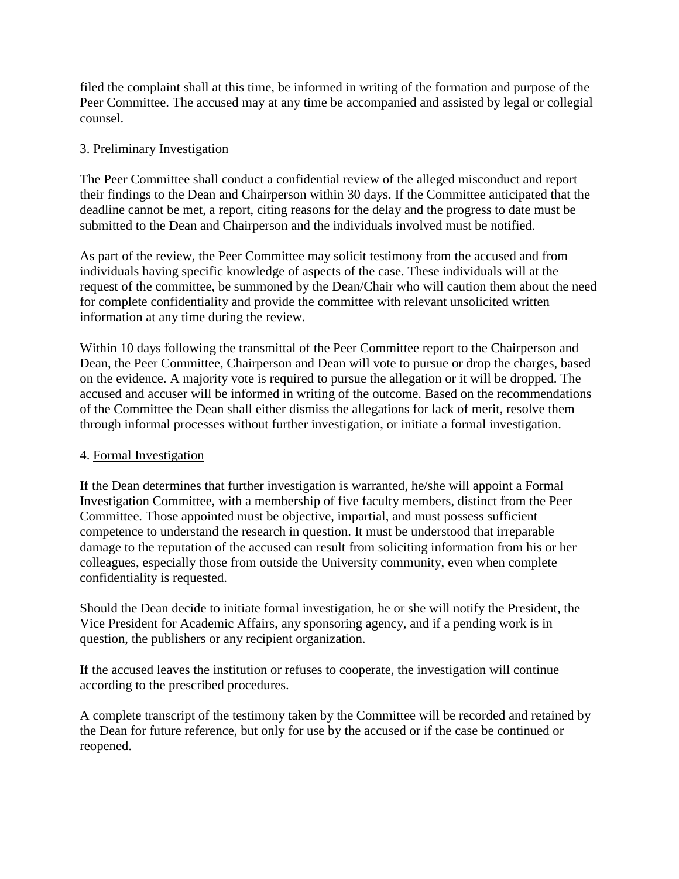filed the complaint shall at this time, be informed in writing of the formation and purpose of the Peer Committee. The accused may at any time be accompanied and assisted by legal or collegial counsel.

3. Preliminary Investigation

The Peer Committee shall conduct a confidential review of the alleged misconduct and report their findings to the Dean and Chairperson within 30 days. If the Committee anticipated that the deadline cannot be met, a report, citing reasons for the delay and the progress to date must be submitted to the Dean and Chairperson and the individuals involved must be notified.

As part of the review, the Peer Committee may solicit testimony from the accused and from individuals having specific knowledge of aspects of the case. These individuals will at the request of the committee, be summoned by the Dean/Chair who will caution them about the need for complete confidentiality and provide the committee with relevant unsolicited written information at any time during the review.

Within 10 days following the transmittal of the Peer Committee report to the Chairperson and Dean, the Peer Committee, Chairperson and Dean will vote to pursue or drop the charges, based on the evidence. A majority vote is required to pursue the allegation or it will be dropped. The accused and accuser will be informed in writing of the outcome. Based on the recommendations of the Committee the Dean shall either dismiss the allegations for lack of merit, resolve them through informal processes without further investigation, or initiate a formal investigation.

4. Formal Investigation

If the Dean determines that further investigation is warranted, he/she will appoint a Formal Investigation Committee, with a membership of five faculty members, distinct from the Peer Committee. Those appointed must be objective, impartial, and must possess sufficient competence to understand the research in question. It must be understood that irreparable damage to the reputation of the accused can result from soliciting information from his or her colleagues, especially those from outside the University community, even when complete confidentiality is requested.

Should the Dean decide to initiate formal investigation, he or she will notify the President, the Vice President for Academic Affairs, any sponsoring agency, and if a pending work is in question, the publishers or any recipient organization.

If the accused leaves the institution or refuses to cooperate, the investigation will continue according to the prescribed procedures.

A complete transcript of the testimony taken by the Committee will be recorded and retained by the Dean for future reference, but only for use by the accused or if the case be continued or reopened.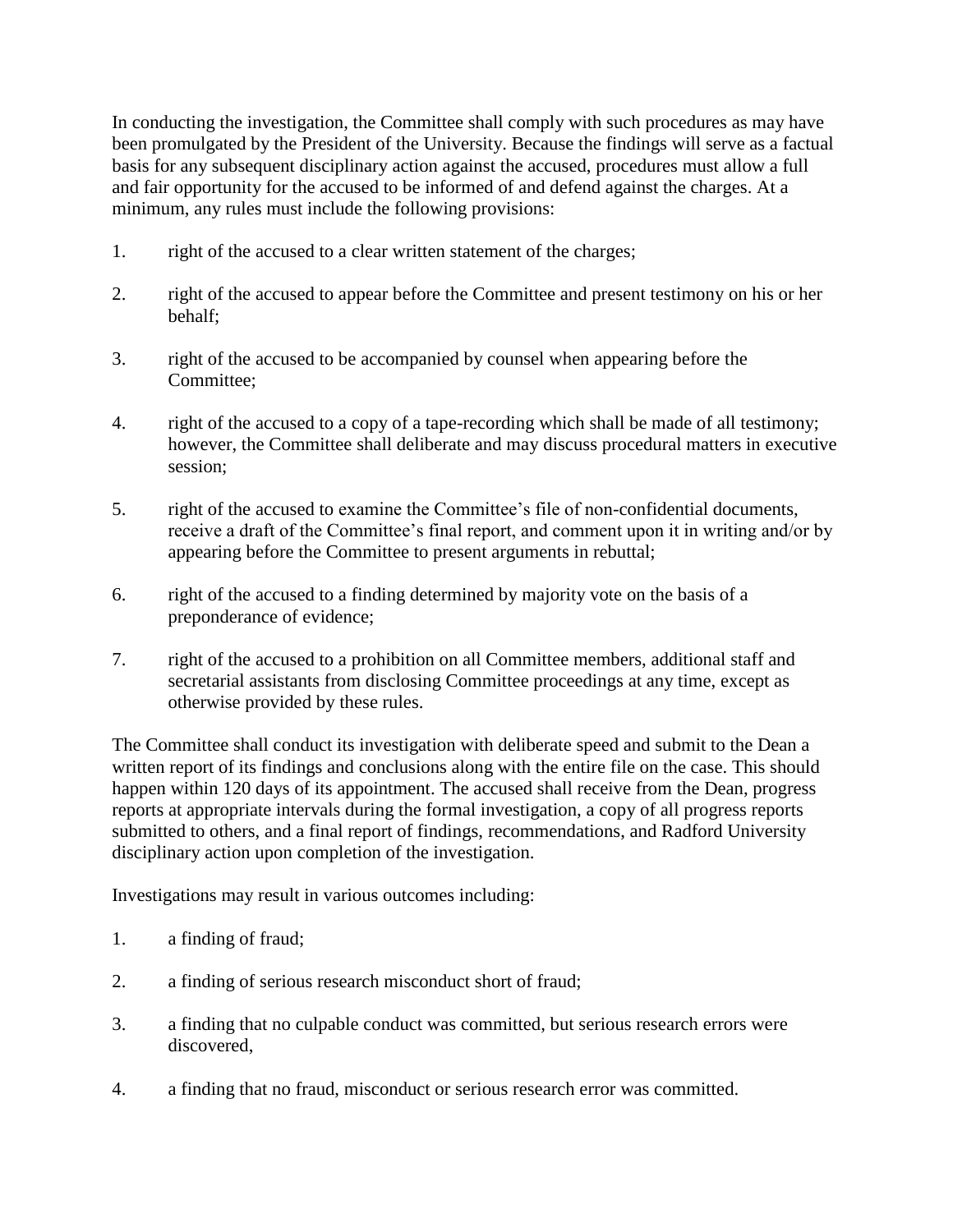In conducting the investigation, the Committee shall comply with such procedures as may have been promulgated by the President of the University. Because the findings will serve as a factual basis for any subsequent disciplinary action against the accused, procedures must allow a full and fair opportunity for the accused to be informed of and defend against the charges. At a minimum, any rules must include the following provisions:

1. right of the accused to a clear written statement of the charges;

2. right of the accused to appear before the Committee and present testimony on his or her behalf;

3. right of the accused to be accompanied by counsel when appearing before the Committee;

4. right of the accused to a copy of a tape-recording which shall be made of all testimony; however, the Committee shall deliberate and may discuss procedural matters in executive session;

5. right of the accused to examine the Committee's file of non-confidential documents, receive a draft of the Committee's final report, and comment upon it in writing and/or by appearing before the Committee to present arguments in rebuttal;

6. right of the accused to a finding determined by majority vote on the basis of a preponderance of evidence;

7. right of the accused to a prohibition on all Committee members, additional staff and secretarial assistants from disclosing Committee proceedings at any time, except as otherwise provided by these rules.

The Committee shall conduct its investigation with deliberate speed and submit to the Dean a written report of its findings and conclusions along with the entire file on the case. This should happen within 120 days of its appointment. The accused shall receive from the Dean, progress reports at appropriate intervals during the formal investigation, a copy of all progress reports submitted to others, and a final report of findings, recommendations, and Radford University disciplinary action upon completion of the investigation.

Investigations may result in various outcomes including:

1. a finding of fraud;

2. a finding of serious research misconduct short of fraud;

3. a finding that no culpable conduct was committed, but serious research errors were discovered,

4. a finding that no fraud, misconduct or serious research error was committed.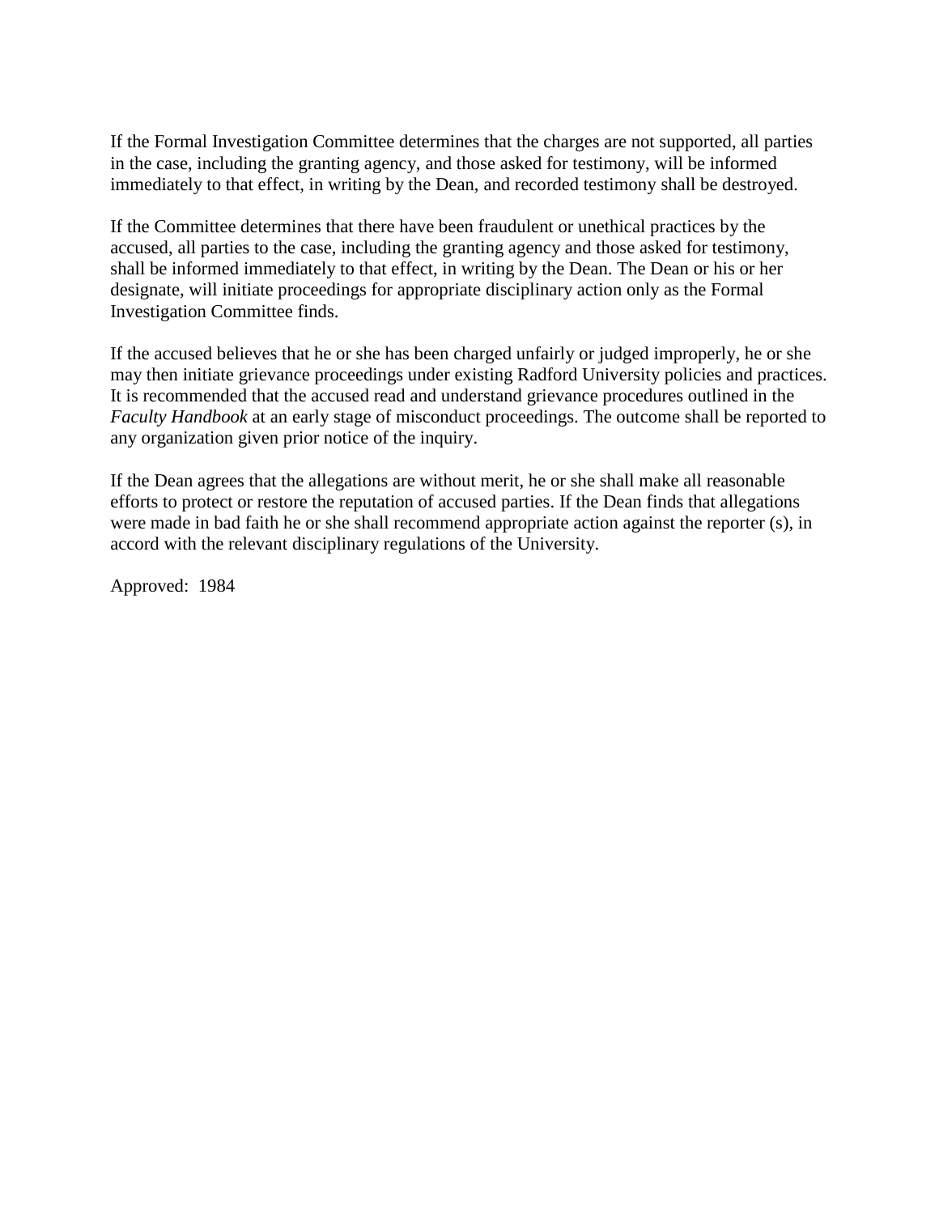If the Formal Investigation Committee determines that the charges are not supported, all parties in the case, including the granting agency, and those asked for testimony, will be informed immediately to that effect, in writing by the Dean, and recorded testimony shall be destroyed.

If the Committee determines that there have been fraudulent or unethical practices by the accused, all parties to the case, including the granting agency and those asked for testimony, shall be informed immediately to that effect, in writing by the Dean. The Dean or his or her designate, will initiate proceedings for appropriate disciplinary action only as the Formal Investigation Committee finds.

If the accused believes that he or she has been charged unfairly or judged improperly, he or she may then initiate grievance proceedings under existing Radford University policies and practices. It is recommended that the accused read and understand grievance procedures outlined in the *Faculty Handbook* at an early stage of misconduct proceedings. The outcome shall be reported to any organization given prior notice of the inquiry.

If the Dean agrees that the allegations are without merit, he or she shall make all reasonable efforts to protect or restore the reputation of accused parties. If the Dean finds that allegations were made in bad faith he or she shall recommend appropriate action against the reporter (s), in accord with the relevant disciplinary regulations of the University.

Approved: 1984